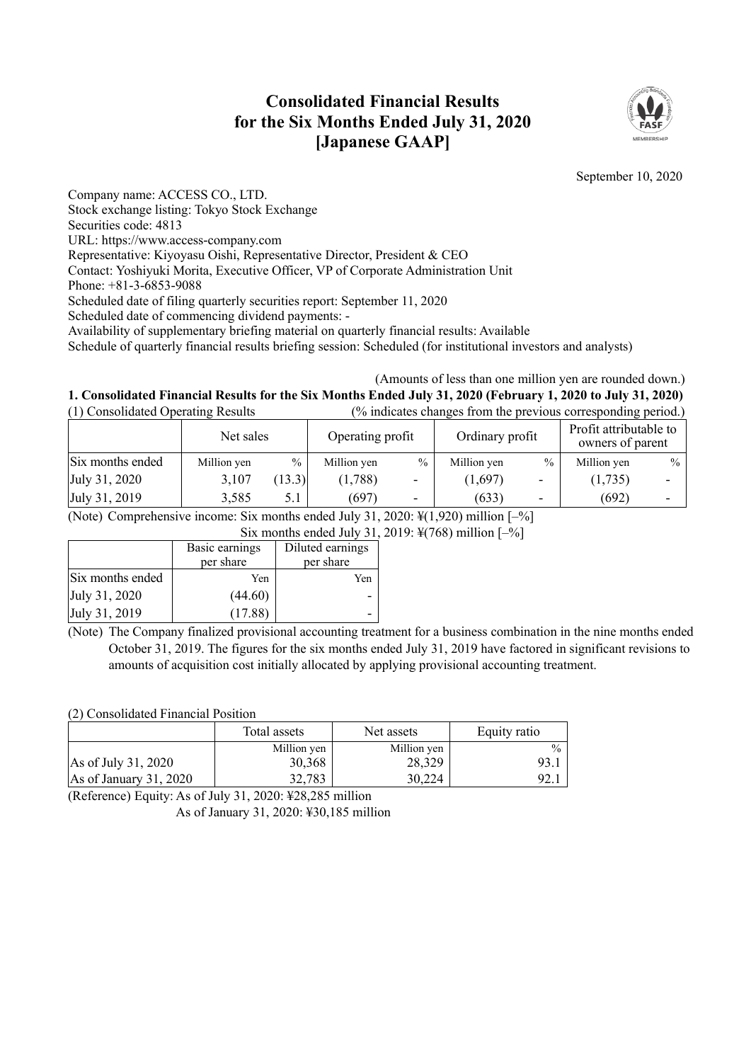# Consolidated Financial Results for the Six Months Ended July 31, 2020 [Japanese GAAP]

September 10, 2020

Company name: ACCESS CO., LTD.
Stock exchange listing: Tokyo Stock Exchange
Securities code: 4813
URL: https://www.access-company.com
Representative: Kiyoyasu Oishi, Representative Director, President & CEO
Contact: Yoshiyuki Morita, Executive Officer, VP of Corporate Administration Unit
Phone: +81-3-6853-9088
Scheduled date of filing quarterly securities report: September 11, 2020
Scheduled date of commencing dividend payments: -
Availability of supplementary briefing material on quarterly financial results: Available
Schedule of quarterly financial results briefing session: Scheduled (for institutional investors and analysts)

(Amounts of less than one million yen are rounded down.)

## 1. Consolidated Financial Results for the Six Months Ended July 31, 2020 (February 1, 2020 to July 31, 2020)

(1) Consolidated Operating Results (% indicates changes from the previous corresponding period.)

| | Net sales | | Operating profit | | Ordinary profit | | Profit attributable to owners of parent | |
|---|---|---|---|---|---|---|---|---|
| Six months ended | Million yen | % | Million yen | % | Million yen | % | Million yen | % |
| July 31, 2020 | 3,107 | (13.3) | (1,788) | - | (1,697) | - | (1,735) | - |
| July 31, 2019 | 3,585 | 5.1 | (697) | - | (633) | - | (692) | - |

(Note) Comprehensive income: Six months ended July 31, 2020: ¥(1,920) million [–%]
Six months ended July 31, 2019: ¥(768) million [–%]

| | Basic earnings per share | Diluted earnings per share |
|---|---|---|
| Six months ended | Yen | Yen |
| July 31, 2020 | (44.60) | - |
| July 31, 2019 | (17.88) | - |

(Note) The Company finalized provisional accounting treatment for a business combination in the nine months ended October 31, 2019. The figures for the six months ended July 31, 2019 have factored in significant revisions to amounts of acquisition cost initially allocated by applying provisional accounting treatment.

(2) Consolidated Financial Position

| | Total assets | Net assets | Equity ratio |
|---|---|---|---|
| | Million yen | Million yen | % |
| As of July 31, 2020 | 30,368 | 28,329 | 93.1 |
| As of January 31, 2020 | 32,783 | 30,224 | 92.1 |

(Reference) Equity: As of July 31, 2020: ¥28,285 million
As of January 31, 2020: ¥30,185 million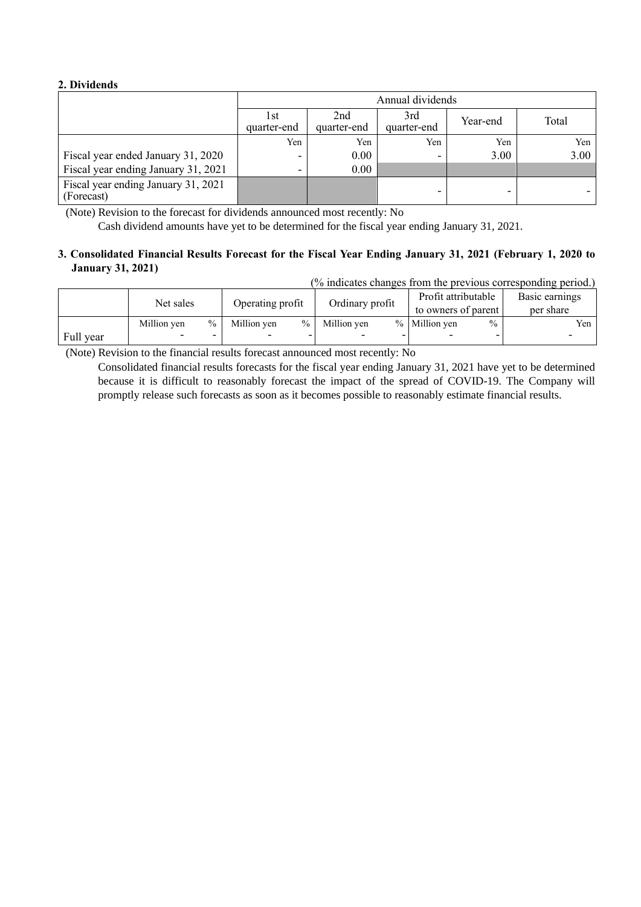## 2. Dividends

| | Annual dividends | | | | |
|---|---|---|---|---|---|
| | 1st quarter-end | 2nd quarter-end | 3rd quarter-end | Year-end | Total |
| | Yen | Yen | Yen | Yen | Yen |
| Fiscal year ended January 31, 2020 | - | 0.00 | - | 3.00 | 3.00 |
| Fiscal year ending January 31, 2021 | - | 0.00 | | | |
| Fiscal year ending January 31, 2021 (Forecast) | | | - | - | - |

(Note) Revision to the forecast for dividends announced most recently: No

Cash dividend amounts have yet to be determined for the fiscal year ending January 31, 2021.

## 3. Consolidated Financial Results Forecast for the Fiscal Year Ending January 31, 2021 (February 1, 2020 to January 31, 2021)

(% indicates changes from the previous corresponding period.)

| | Net sales | | Operating profit | | Ordinary profit | | Profit attributable to owners of parent | | Basic earnings per share |
|---|---|---|---|---|---|---|---|---|---|
| | Million yen | % | Million yen | % | Million yen | % | Million yen | % | Yen |
| Full year | - | - | - | - | - | - | - | - | - |

(Note) Revision to the financial results forecast announced most recently: No

Consolidated financial results forecasts for the fiscal year ending January 31, 2021 have yet to be determined because it is difficult to reasonably forecast the impact of the spread of COVID-19. The Company will promptly release such forecasts as soon as it becomes possible to reasonably estimate financial results.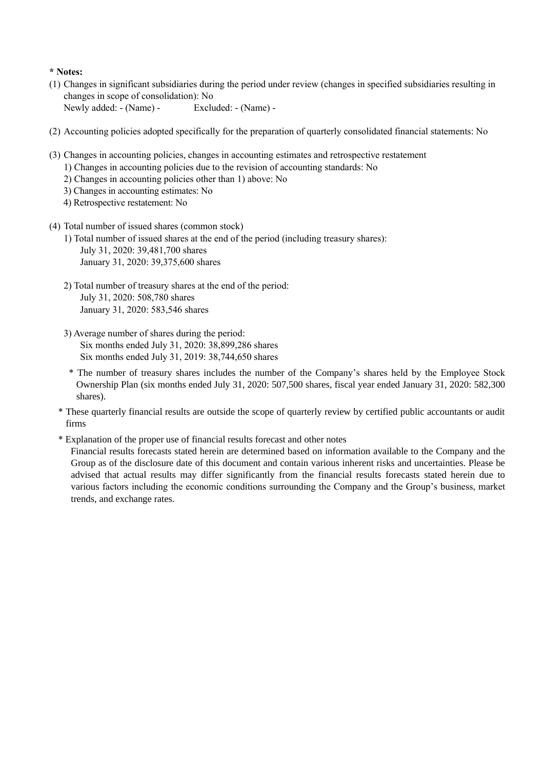**\* Notes:**

(1) Changes in significant subsidiaries during the period under review (changes in specified subsidiaries resulting in changes in scope of consolidation): No
  Newly added: - (Name) -   Excluded: - (Name) -

(2) Accounting policies adopted specifically for the preparation of quarterly consolidated financial statements: No

(3) Changes in accounting policies, changes in accounting estimates and retrospective restatement
  1) Changes in accounting policies due to the revision of accounting standards: No
  2) Changes in accounting policies other than 1) above: No
  3) Changes in accounting estimates: No
  4) Retrospective restatement: No

(4) Total number of issued shares (common stock)
  1) Total number of issued shares at the end of the period (including treasury shares):
    July 31, 2020: 39,481,700 shares
    January 31, 2020: 39,375,600 shares

  2) Total number of treasury shares at the end of the period:
    July 31, 2020: 508,780 shares
    January 31, 2020: 583,546 shares

  3) Average number of shares during the period:
    Six months ended July 31, 2020: 38,899,286 shares
    Six months ended July 31, 2019: 38,744,650 shares

  \* The number of treasury shares includes the number of the Company's shares held by the Employee Stock Ownership Plan (six months ended July 31, 2020: 507,500 shares, fiscal year ended January 31, 2020: 582,300 shares).

\* These quarterly financial results are outside the scope of quarterly review by certified public accountants or audit firms

\* Explanation of the proper use of financial results forecast and other notes
  Financial results forecasts stated herein are determined based on information available to the Company and the Group as of the disclosure date of this document and contain various inherent risks and uncertainties. Please be advised that actual results may differ significantly from the financial results forecasts stated herein due to various factors including the economic conditions surrounding the Company and the Group's business, market trends, and exchange rates.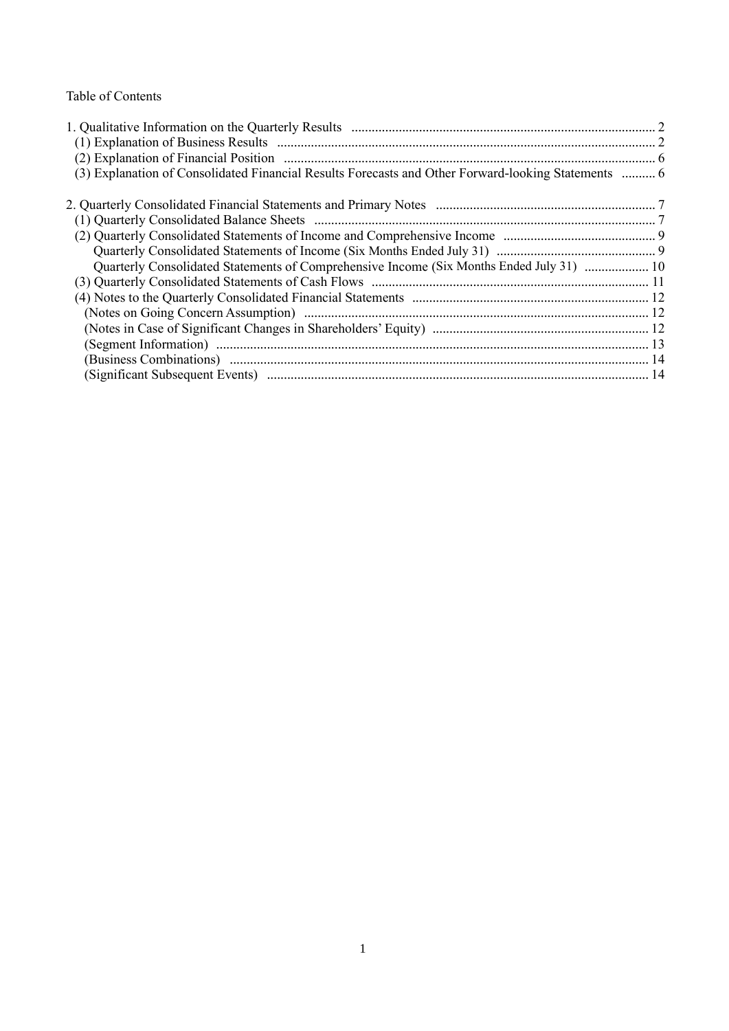Table of Contents

1. Qualitative Information on the Quarterly Results .......... 2
   (1) Explanation of Business Results .......... 2
   (2) Explanation of Financial Position .......... 6
   (3) Explanation of Consolidated Financial Results Forecasts and Other Forward-looking Statements .......... 6

2. Quarterly Consolidated Financial Statements and Primary Notes .......... 7
   (1) Quarterly Consolidated Balance Sheets .......... 7
   (2) Quarterly Consolidated Statements of Income and Comprehensive Income .......... 9
      Quarterly Consolidated Statements of Income (Six Months Ended July 31) .......... 9
      Quarterly Consolidated Statements of Comprehensive Income (Six Months Ended July 31) .......... 10
   (3) Quarterly Consolidated Statements of Cash Flows .......... 11
   (4) Notes to the Quarterly Consolidated Financial Statements .......... 12
      (Notes on Going Concern Assumption) .......... 12
      (Notes in Case of Significant Changes in Shareholders' Equity) .......... 12
      (Segment Information) .......... 13
      (Business Combinations) .......... 14
      (Significant Subsequent Events) .......... 14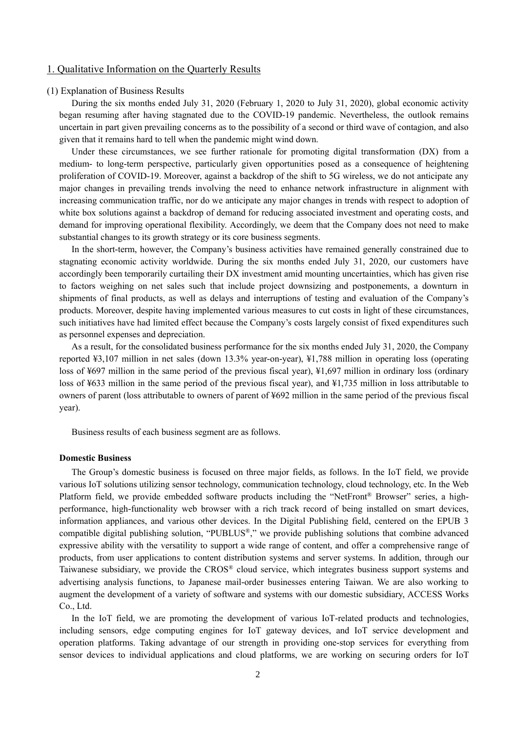## 1. Qualitative Information on the Quarterly Results

### (1) Explanation of Business Results

During the six months ended July 31, 2020 (February 1, 2020 to July 31, 2020), global economic activity began resuming after having stagnated due to the COVID-19 pandemic. Nevertheless, the outlook remains uncertain in part given prevailing concerns as to the possibility of a second or third wave of contagion, and also given that it remains hard to tell when the pandemic might wind down.

Under these circumstances, we see further rationale for promoting digital transformation (DX) from a medium- to long-term perspective, particularly given opportunities posed as a consequence of heightening proliferation of COVID-19. Moreover, against a backdrop of the shift to 5G wireless, we do not anticipate any major changes in prevailing trends involving the need to enhance network infrastructure in alignment with increasing communication traffic, nor do we anticipate any major changes in trends with respect to adoption of white box solutions against a backdrop of demand for reducing associated investment and operating costs, and demand for improving operational flexibility. Accordingly, we deem that the Company does not need to make substantial changes to its growth strategy or its core business segments.

In the short-term, however, the Company's business activities have remained generally constrained due to stagnating economic activity worldwide. During the six months ended July 31, 2020, our customers have accordingly been temporarily curtailing their DX investment amid mounting uncertainties, which has given rise to factors weighing on net sales such that include project downsizing and postponements, a downturn in shipments of final products, as well as delays and interruptions of testing and evaluation of the Company's products. Moreover, despite having implemented various measures to cut costs in light of these circumstances, such initiatives have had limited effect because the Company's costs largely consist of fixed expenditures such as personnel expenses and depreciation.

As a result, for the consolidated business performance for the six months ended July 31, 2020, the Company reported ¥3,107 million in net sales (down 13.3% year-on-year), ¥1,788 million in operating loss (operating loss of ¥697 million in the same period of the previous fiscal year), ¥1,697 million in ordinary loss (ordinary loss of ¥633 million in the same period of the previous fiscal year), and ¥1,735 million in loss attributable to owners of parent (loss attributable to owners of parent of ¥692 million in the same period of the previous fiscal year).

Business results of each business segment are as follows.

**Domestic Business**

The Group's domestic business is focused on three major fields, as follows. In the IoT field, we provide various IoT solutions utilizing sensor technology, communication technology, cloud technology, etc. In the Web Platform field, we provide embedded software products including the "NetFront® Browser" series, a high-performance, high-functionality web browser with a rich track record of being installed on smart devices, information appliances, and various other devices. In the Digital Publishing field, centered on the EPUB 3 compatible digital publishing solution, "PUBLUS®," we provide publishing solutions that combine advanced expressive ability with the versatility to support a wide range of content, and offer a comprehensive range of products, from user applications to content distribution systems and server systems. In addition, through our Taiwanese subsidiary, we provide the CROS® cloud service, which integrates business support systems and advertising analysis functions, to Japanese mail-order businesses entering Taiwan. We are also working to augment the development of a variety of software and systems with our domestic subsidiary, ACCESS Works Co., Ltd.

In the IoT field, we are promoting the development of various IoT-related products and technologies, including sensors, edge computing engines for IoT gateway devices, and IoT service development and operation platforms. Taking advantage of our strength in providing one-stop services for everything from sensor devices to individual applications and cloud platforms, we are working on securing orders for IoT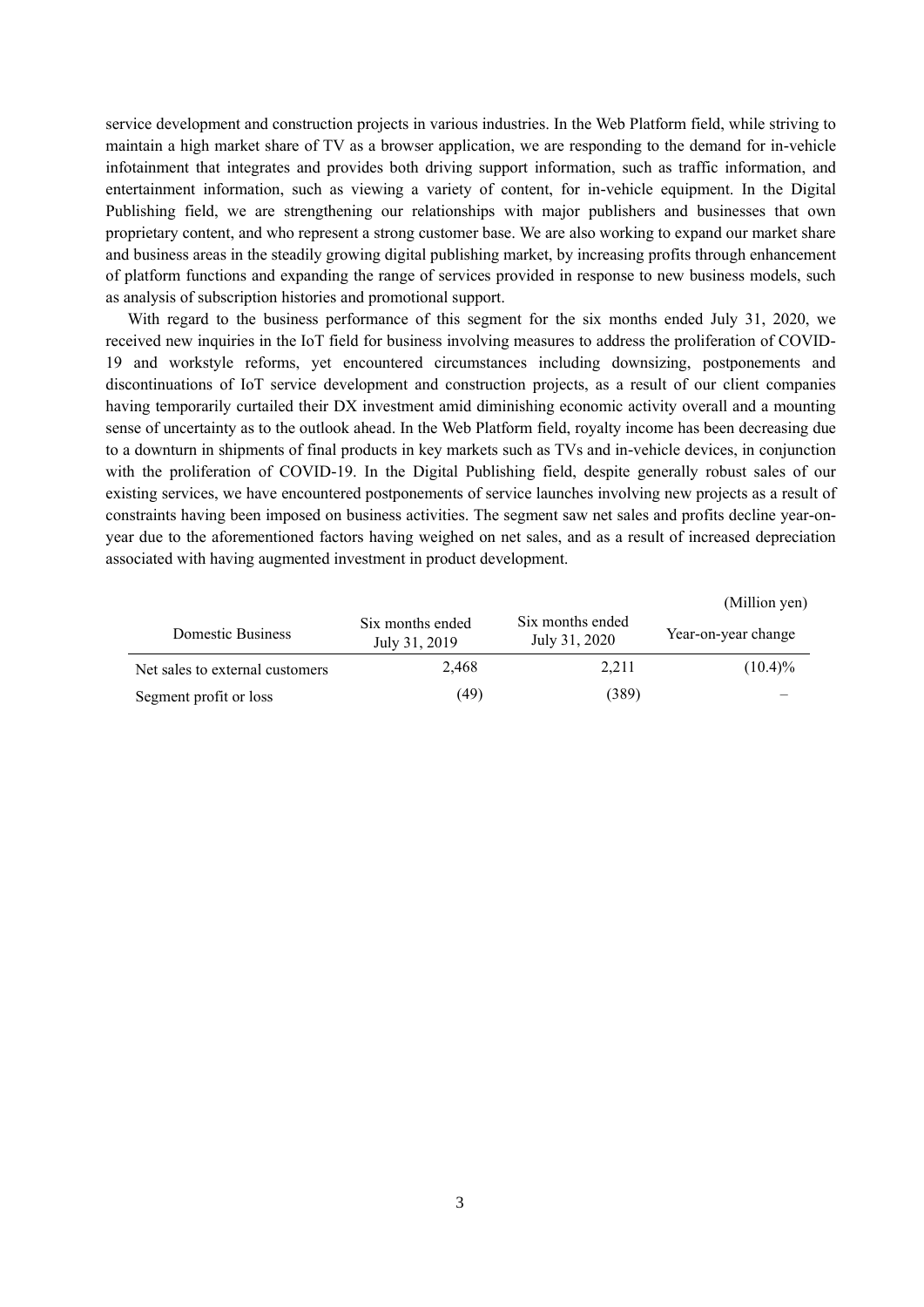service development and construction projects in various industries. In the Web Platform field, while striving to maintain a high market share of TV as a browser application, we are responding to the demand for in-vehicle infotainment that integrates and provides both driving support information, such as traffic information, and entertainment information, such as viewing a variety of content, for in-vehicle equipment. In the Digital Publishing field, we are strengthening our relationships with major publishers and businesses that own proprietary content, and who represent a strong customer base. We are also working to expand our market share and business areas in the steadily growing digital publishing market, by increasing profits through enhancement of platform functions and expanding the range of services provided in response to new business models, such as analysis of subscription histories and promotional support.

With regard to the business performance of this segment for the six months ended July 31, 2020, we received new inquiries in the IoT field for business involving measures to address the proliferation of COVID-19 and workstyle reforms, yet encountered circumstances including downsizing, postponements and discontinuations of IoT service development and construction projects, as a result of our client companies having temporarily curtailed their DX investment amid diminishing economic activity overall and a mounting sense of uncertainty as to the outlook ahead. In the Web Platform field, royalty income has been decreasing due to a downturn in shipments of final products in key markets such as TVs and in-vehicle devices, in conjunction with the proliferation of COVID-19. In the Digital Publishing field, despite generally robust sales of our existing services, we have encountered postponements of service launches involving new projects as a result of constraints having been imposed on business activities. The segment saw net sales and profits decline year-on-year due to the aforementioned factors having weighed on net sales, and as a result of increased depreciation associated with having augmented investment in product development.

(Million yen)

| Domestic Business | Six months ended July 31, 2019 | Six months ended July 31, 2020 | Year-on-year change |
|---|---|---|---|
| Net sales to external customers | 2,468 | 2,211 | (10.4)% |
| Segment profit or loss | (49) | (389) | – |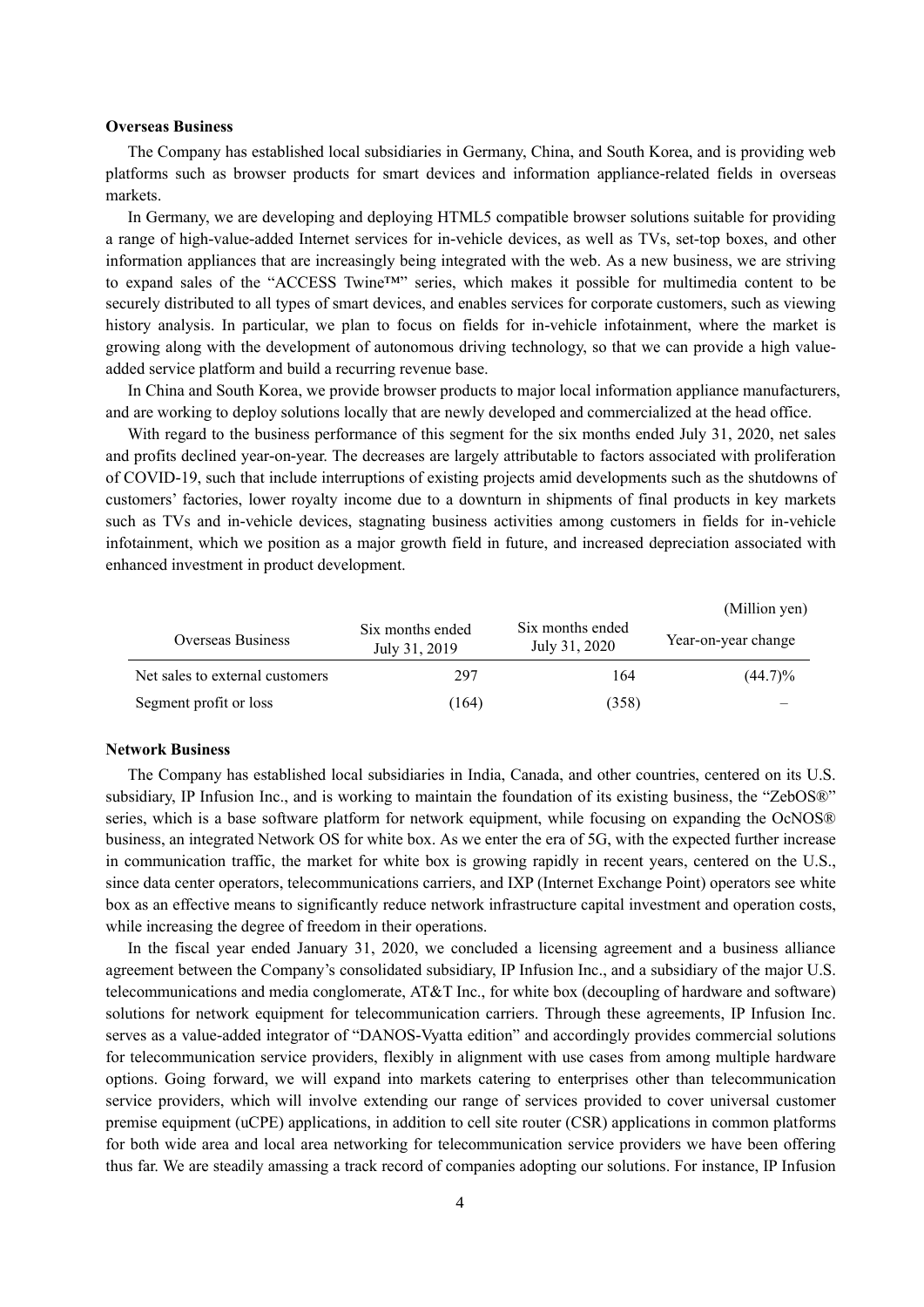**Overseas Business**

The Company has established local subsidiaries in Germany, China, and South Korea, and is providing web platforms such as browser products for smart devices and information appliance-related fields in overseas markets.

In Germany, we are developing and deploying HTML5 compatible browser solutions suitable for providing a range of high-value-added Internet services for in-vehicle devices, as well as TVs, set-top boxes, and other information appliances that are increasingly being integrated with the web. As a new business, we are striving to expand sales of the "ACCESS Twine™" series, which makes it possible for multimedia content to be securely distributed to all types of smart devices, and enables services for corporate customers, such as viewing history analysis. In particular, we plan to focus on fields for in-vehicle infotainment, where the market is growing along with the development of autonomous driving technology, so that we can provide a high value-added service platform and build a recurring revenue base.

In China and South Korea, we provide browser products to major local information appliance manufacturers, and are working to deploy solutions locally that are newly developed and commercialized at the head office.

With regard to the business performance of this segment for the six months ended July 31, 2020, net sales and profits declined year-on-year. The decreases are largely attributable to factors associated with proliferation of COVID-19, such that include interruptions of existing projects amid developments such as the shutdowns of customers' factories, lower royalty income due to a downturn in shipments of final products in key markets such as TVs and in-vehicle devices, stagnating business activities among customers in fields for in-vehicle infotainment, which we position as a major growth field in future, and increased depreciation associated with enhanced investment in product development.

(Million yen)

| Overseas Business | Six months ended July 31, 2019 | Six months ended July 31, 2020 | Year-on-year change |
|---|---|---|---|
| Net sales to external customers | 297 | 164 | (44.7)% |
| Segment profit or loss | (164) | (358) | – |

**Network Business**

The Company has established local subsidiaries in India, Canada, and other countries, centered on its U.S. subsidiary, IP Infusion Inc., and is working to maintain the foundation of its existing business, the "ZebOS®" series, which is a base software platform for network equipment, while focusing on expanding the OcNOS® business, an integrated Network OS for white box. As we enter the era of 5G, with the expected further increase in communication traffic, the market for white box is growing rapidly in recent years, centered on the U.S., since data center operators, telecommunications carriers, and IXP (Internet Exchange Point) operators see white box as an effective means to significantly reduce network infrastructure capital investment and operation costs, while increasing the degree of freedom in their operations.

In the fiscal year ended January 31, 2020, we concluded a licensing agreement and a business alliance agreement between the Company's consolidated subsidiary, IP Infusion Inc., and a subsidiary of the major U.S. telecommunications and media conglomerate, AT&T Inc., for white box (decoupling of hardware and software) solutions for network equipment for telecommunication carriers. Through these agreements, IP Infusion Inc. serves as a value-added integrator of "DANOS-Vyatta edition" and accordingly provides commercial solutions for telecommunication service providers, flexibly in alignment with use cases from among multiple hardware options. Going forward, we will expand into markets catering to enterprises other than telecommunication service providers, which will involve extending our range of services provided to cover universal customer premise equipment (uCPE) applications, in addition to cell site router (CSR) applications in common platforms for both wide area and local area networking for telecommunication service providers we have been offering thus far. We are steadily amassing a track record of companies adopting our solutions. For instance, IP Infusion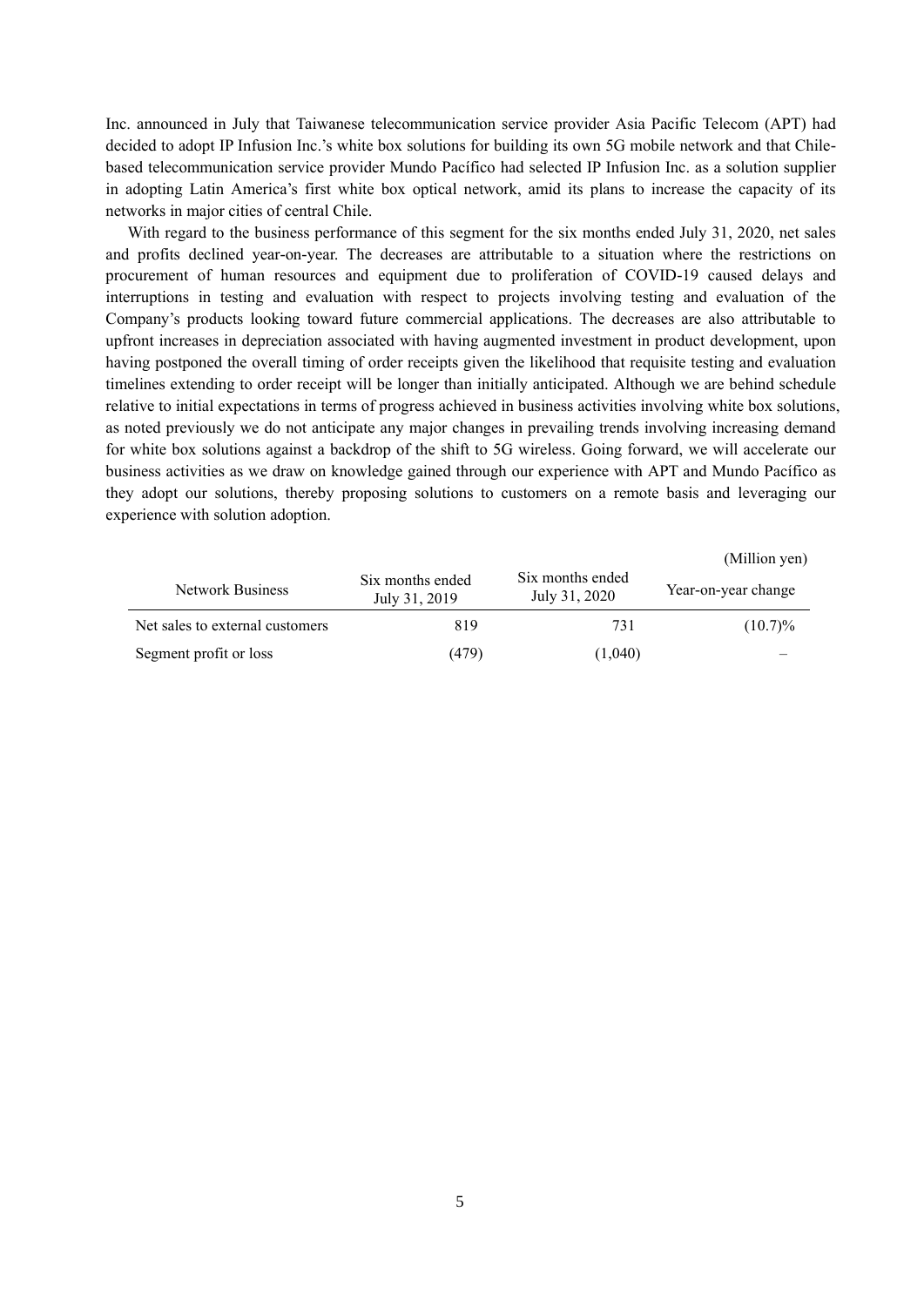Inc. announced in July that Taiwanese telecommunication service provider Asia Pacific Telecom (APT) had decided to adopt IP Infusion Inc.'s white box solutions for building its own 5G mobile network and that Chile-based telecommunication service provider Mundo Pacífico had selected IP Infusion Inc. as a solution supplier in adopting Latin America's first white box optical network, amid its plans to increase the capacity of its networks in major cities of central Chile.

With regard to the business performance of this segment for the six months ended July 31, 2020, net sales and profits declined year-on-year. The decreases are attributable to a situation where the restrictions on procurement of human resources and equipment due to proliferation of COVID-19 caused delays and interruptions in testing and evaluation with respect to projects involving testing and evaluation of the Company's products looking toward future commercial applications. The decreases are also attributable to upfront increases in depreciation associated with having augmented investment in product development, upon having postponed the overall timing of order receipts given the likelihood that requisite testing and evaluation timelines extending to order receipt will be longer than initially anticipated. Although we are behind schedule relative to initial expectations in terms of progress achieved in business activities involving white box solutions, as noted previously we do not anticipate any major changes in prevailing trends involving increasing demand for white box solutions against a backdrop of the shift to 5G wireless. Going forward, we will accelerate our business activities as we draw on knowledge gained through our experience with APT and Mundo Pacífico as they adopt our solutions, thereby proposing solutions to customers on a remote basis and leveraging our experience with solution adoption.

(Million yen)

| Network Business | Six months ended July 31, 2019 | Six months ended July 31, 2020 | Year-on-year change |
|---|---|---|---|
| Net sales to external customers | 819 | 731 | (10.7)% |
| Segment profit or loss | (479) | (1,040) | – |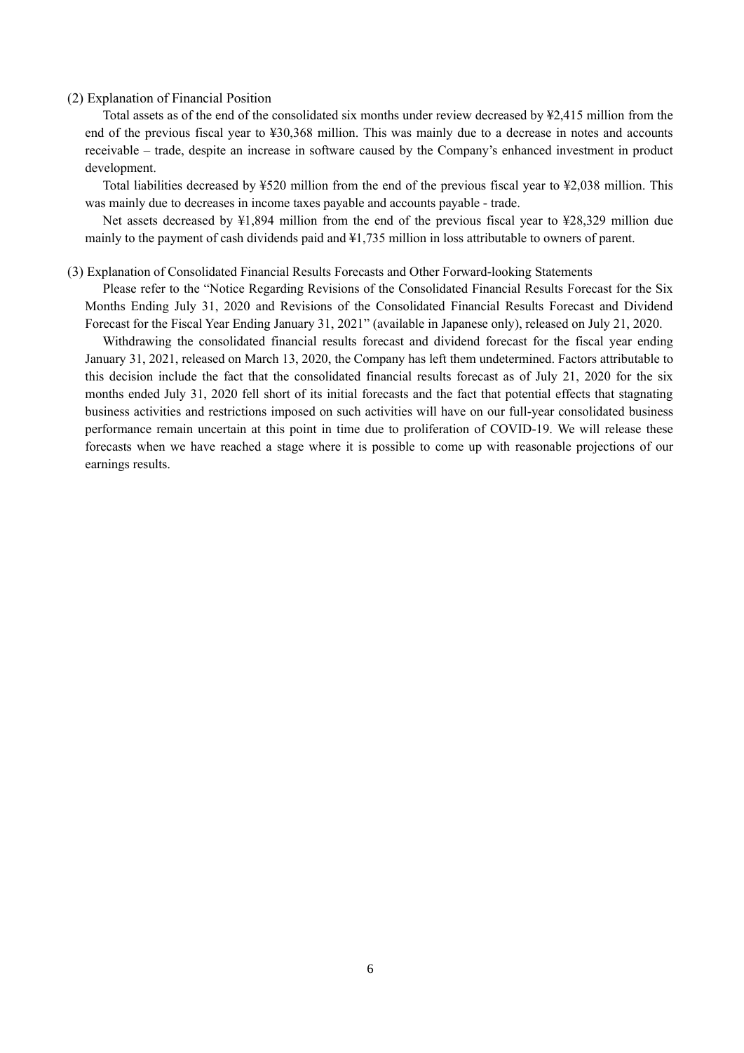### (2) Explanation of Financial Position

Total assets as of the end of the consolidated six months under review decreased by ¥2,415 million from the end of the previous fiscal year to ¥30,368 million. This was mainly due to a decrease in notes and accounts receivable – trade, despite an increase in software caused by the Company's enhanced investment in product development.

Total liabilities decreased by ¥520 million from the end of the previous fiscal year to ¥2,038 million. This was mainly due to decreases in income taxes payable and accounts payable - trade.

Net assets decreased by ¥1,894 million from the end of the previous fiscal year to ¥28,329 million due mainly to the payment of cash dividends paid and ¥1,735 million in loss attributable to owners of parent.

### (3) Explanation of Consolidated Financial Results Forecasts and Other Forward-looking Statements

Please refer to the "Notice Regarding Revisions of the Consolidated Financial Results Forecast for the Six Months Ending July 31, 2020 and Revisions of the Consolidated Financial Results Forecast and Dividend Forecast for the Fiscal Year Ending January 31, 2021" (available in Japanese only), released on July 21, 2020.

Withdrawing the consolidated financial results forecast and dividend forecast for the fiscal year ending January 31, 2021, released on March 13, 2020, the Company has left them undetermined. Factors attributable to this decision include the fact that the consolidated financial results forecast as of July 21, 2020 for the six months ended July 31, 2020 fell short of its initial forecasts and the fact that potential effects that stagnating business activities and restrictions imposed on such activities will have on our full-year consolidated business performance remain uncertain at this point in time due to proliferation of COVID-19. We will release these forecasts when we have reached a stage where it is possible to come up with reasonable projections of our earnings results.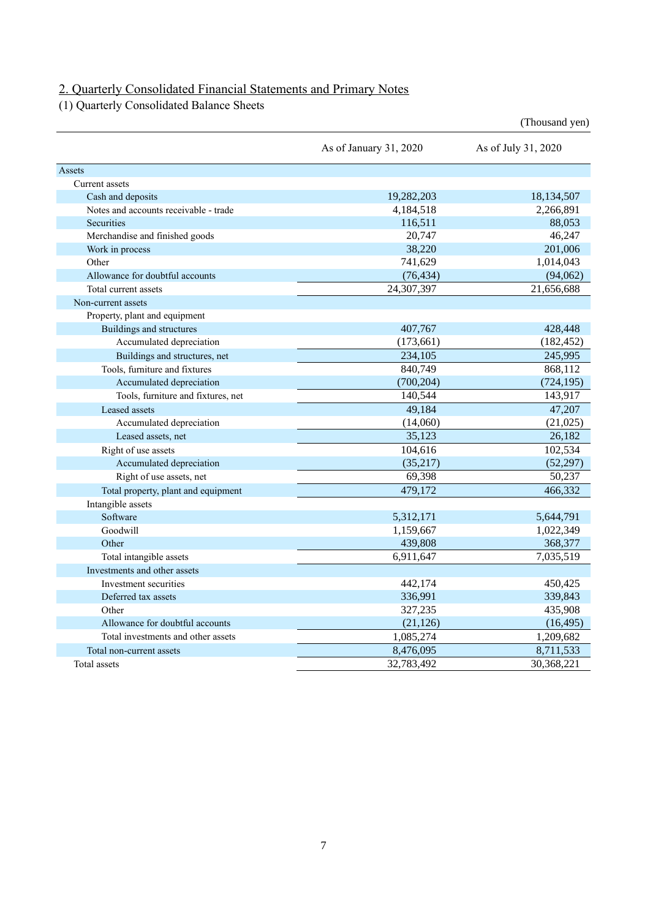## 2. Quarterly Consolidated Financial Statements and Primary Notes

### (1) Quarterly Consolidated Balance Sheets

(Thousand yen)

| | As of January 31, 2020 | As of July 31, 2020 |
|---|---|---|
| Assets | | |
| Current assets | | |
| Cash and deposits | 19,282,203 | 18,134,507 |
| Notes and accounts receivable - trade | 4,184,518 | 2,266,891 |
| Securities | 116,511 | 88,053 |
| Merchandise and finished goods | 20,747 | 46,247 |
| Work in process | 38,220 | 201,006 |
| Other | 741,629 | 1,014,043 |
| Allowance for doubtful accounts | (76,434) | (94,062) |
| Total current assets | 24,307,397 | 21,656,688 |
| Non-current assets | | |
| Property, plant and equipment | | |
| Buildings and structures | 407,767 | 428,448 |
| Accumulated depreciation | (173,661) | (182,452) |
| Buildings and structures, net | 234,105 | 245,995 |
| Tools, furniture and fixtures | 840,749 | 868,112 |
| Accumulated depreciation | (700,204) | (724,195) |
| Tools, furniture and fixtures, net | 140,544 | 143,917 |
| Leased assets | 49,184 | 47,207 |
| Accumulated depreciation | (14,060) | (21,025) |
| Leased assets, net | 35,123 | 26,182 |
| Right of use assets | 104,616 | 102,534 |
| Accumulated depreciation | (35,217) | (52,297) |
| Right of use assets, net | 69,398 | 50,237 |
| Total property, plant and equipment | 479,172 | 466,332 |
| Intangible assets | | |
| Software | 5,312,171 | 5,644,791 |
| Goodwill | 1,159,667 | 1,022,349 |
| Other | 439,808 | 368,377 |
| Total intangible assets | 6,911,647 | 7,035,519 |
| Investments and other assets | | |
| Investment securities | 442,174 | 450,425 |
| Deferred tax assets | 336,991 | 339,843 |
| Other | 327,235 | 435,908 |
| Allowance for doubtful accounts | (21,126) | (16,495) |
| Total investments and other assets | 1,085,274 | 1,209,682 |
| Total non-current assets | 8,476,095 | 8,711,533 |
| Total assets | 32,783,492 | 30,368,221 |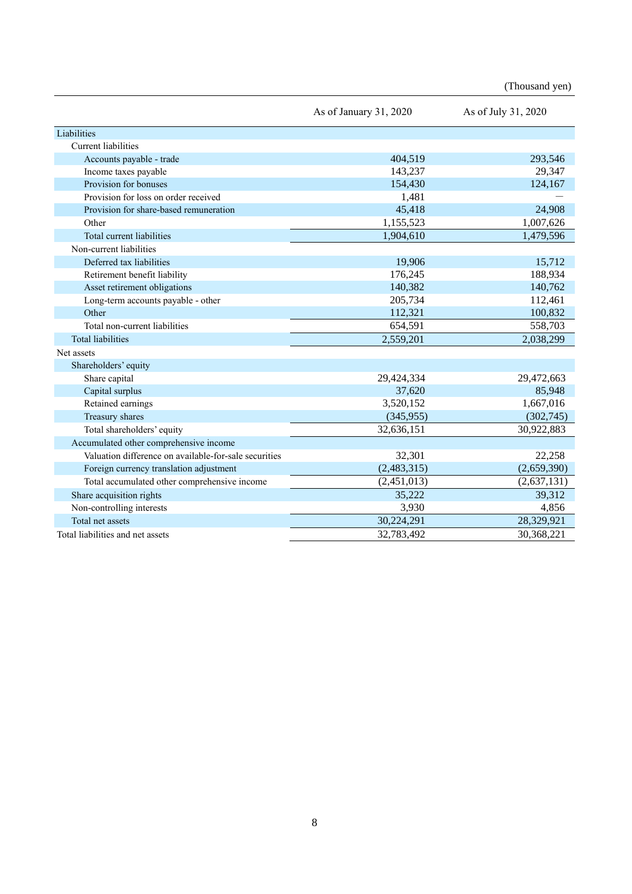(Thousand yen)

| | As of January 31, 2020 | As of July 31, 2020 |
|---|---|---|
| Liabilities | | |
| Current liabilities | | |
| Accounts payable - trade | 404,519 | 293,546 |
| Income taxes payable | 143,237 | 29,347 |
| Provision for bonuses | 154,430 | 124,167 |
| Provision for loss on order received | 1,481 | — |
| Provision for share-based remuneration | 45,418 | 24,908 |
| Other | 1,155,523 | 1,007,626 |
| Total current liabilities | 1,904,610 | 1,479,596 |
| Non-current liabilities | | |
| Deferred tax liabilities | 19,906 | 15,712 |
| Retirement benefit liability | 176,245 | 188,934 |
| Asset retirement obligations | 140,382 | 140,762 |
| Long-term accounts payable - other | 205,734 | 112,461 |
| Other | 112,321 | 100,832 |
| Total non-current liabilities | 654,591 | 558,703 |
| Total liabilities | 2,559,201 | 2,038,299 |
| Net assets | | |
| Shareholders' equity | | |
| Share capital | 29,424,334 | 29,472,663 |
| Capital surplus | 37,620 | 85,948 |
| Retained earnings | 3,520,152 | 1,667,016 |
| Treasury shares | (345,955) | (302,745) |
| Total shareholders' equity | 32,636,151 | 30,922,883 |
| Accumulated other comprehensive income | | |
| Valuation difference on available-for-sale securities | 32,301 | 22,258 |
| Foreign currency translation adjustment | (2,483,315) | (2,659,390) |
| Total accumulated other comprehensive income | (2,451,013) | (2,637,131) |
| Share acquisition rights | 35,222 | 39,312 |
| Non-controlling interests | 3,930 | 4,856 |
| Total net assets | 30,224,291 | 28,329,921 |
| Total liabilities and net assets | 32,783,492 | 30,368,221 |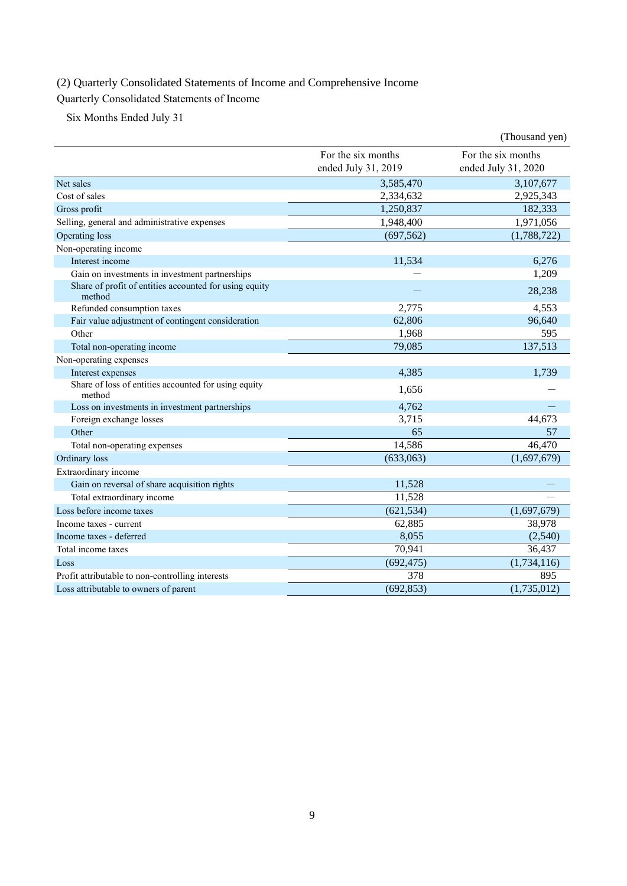(2) Quarterly Consolidated Statements of Income and Comprehensive Income

Quarterly Consolidated Statements of Income

Six Months Ended July 31

(Thousand yen)

| | For the six months ended July 31, 2019 | For the six months ended July 31, 2020 |
|---|---|---|
| Net sales | 3,585,470 | 3,107,677 |
| Cost of sales | 2,334,632 | 2,925,343 |
| Gross profit | 1,250,837 | 182,333 |
| Selling, general and administrative expenses | 1,948,400 | 1,971,056 |
| Operating loss | (697,562) | (1,788,722) |
| Non-operating income | | |
| Interest income | 11,534 | 6,276 |
| Gain on investments in investment partnerships | — | 1,209 |
| Share of profit of entities accounted for using equity method | — | 28,238 |
| Refunded consumption taxes | 2,775 | 4,553 |
| Fair value adjustment of contingent consideration | 62,806 | 96,640 |
| Other | 1,968 | 595 |
| Total non-operating income | 79,085 | 137,513 |
| Non-operating expenses | | |
| Interest expenses | 4,385 | 1,739 |
| Share of loss of entities accounted for using equity method | 1,656 | — |
| Loss on investments in investment partnerships | 4,762 | — |
| Foreign exchange losses | 3,715 | 44,673 |
| Other | 65 | 57 |
| Total non-operating expenses | 14,586 | 46,470 |
| Ordinary loss | (633,063) | (1,697,679) |
| Extraordinary income | | |
| Gain on reversal of share acquisition rights | 11,528 | — |
| Total extraordinary income | 11,528 | — |
| Loss before income taxes | (621,534) | (1,697,679) |
| Income taxes - current | 62,885 | 38,978 |
| Income taxes - deferred | 8,055 | (2,540) |
| Total income taxes | 70,941 | 36,437 |
| Loss | (692,475) | (1,734,116) |
| Profit attributable to non-controlling interests | 378 | 895 |
| Loss attributable to owners of parent | (692,853) | (1,735,012) |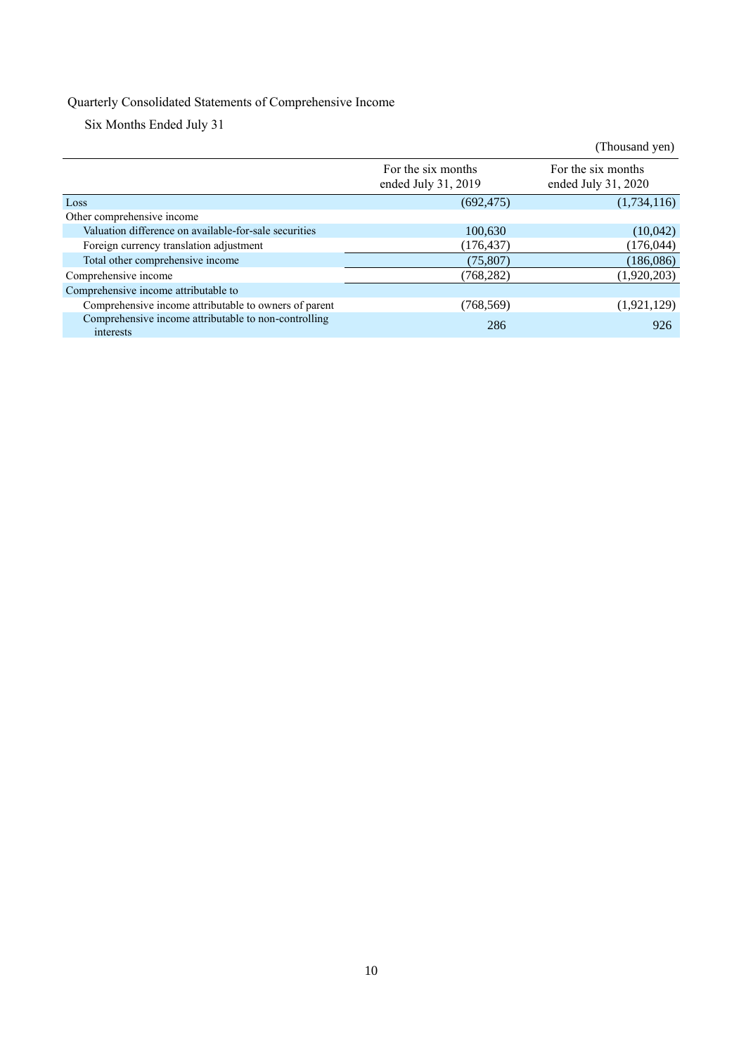Quarterly Consolidated Statements of Comprehensive Income

Six Months Ended July 31

(Thousand yen)

| | For the six months ended July 31, 2019 | For the six months ended July 31, 2020 |
|---|---|---|
| Loss | (692,475) | (1,734,116) |
| Other comprehensive income | | |
| Valuation difference on available-for-sale securities | 100,630 | (10,042) |
| Foreign currency translation adjustment | (176,437) | (176,044) |
| Total other comprehensive income | (75,807) | (186,086) |
| Comprehensive income | (768,282) | (1,920,203) |
| Comprehensive income attributable to | | |
| Comprehensive income attributable to owners of parent | (768,569) | (1,921,129) |
| Comprehensive income attributable to non-controlling interests | 286 | 926 |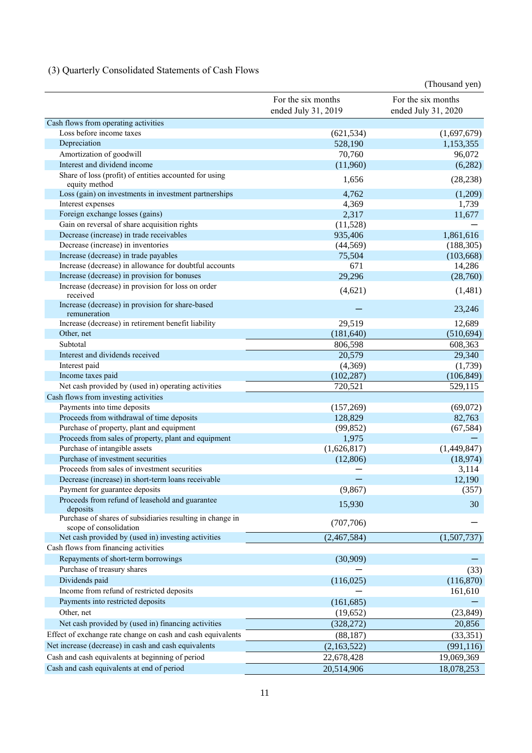## (3) Quarterly Consolidated Statements of Cash Flows

(Thousand yen)

| | For the six months ended July 31, 2019 | For the six months ended July 31, 2020 |
|---|---|---|
| Cash flows from operating activities | | |
| Loss before income taxes | (621,534) | (1,697,679) |
| Depreciation | 528,190 | 1,153,355 |
| Amortization of goodwill | 70,760 | 96,072 |
| Interest and dividend income | (11,960) | (6,282) |
| Share of loss (profit) of entities accounted for using equity method | 1,656 | (28,238) |
| Loss (gain) on investments in investment partnerships | 4,762 | (1,209) |
| Interest expenses | 4,369 | 1,739 |
| Foreign exchange losses (gains) | 2,317 | 11,677 |
| Gain on reversal of share acquisition rights | (11,528) | — |
| Decrease (increase) in trade receivables | 935,406 | 1,861,616 |
| Decrease (increase) in inventories | (44,569) | (188,305) |
| Increase (decrease) in trade payables | 75,504 | (103,668) |
| Increase (decrease) in allowance for doubtful accounts | 671 | 14,286 |
| Increase (decrease) in provision for bonuses | 29,296 | (28,760) |
| Increase (decrease) in provision for loss on order received | (4,621) | (1,481) |
| Increase (decrease) in provision for share-based remuneration | — | 23,246 |
| Increase (decrease) in retirement benefit liability | 29,519 | 12,689 |
| Other, net | (181,640) | (510,694) |
| Subtotal | 806,598 | 608,363 |
| Interest and dividends received | 20,579 | 29,340 |
| Interest paid | (4,369) | (1,739) |
| Income taxes paid | (102,287) | (106,849) |
| Net cash provided by (used in) operating activities | 720,521 | 529,115 |
| Cash flows from investing activities | | |
| Payments into time deposits | (157,269) | (69,072) |
| Proceeds from withdrawal of time deposits | 128,829 | 82,763 |
| Purchase of property, plant and equipment | (99,852) | (67,584) |
| Proceeds from sales of property, plant and equipment | 1,975 | — |
| Purchase of intangible assets | (1,626,817) | (1,449,847) |
| Purchase of investment securities | (12,806) | (18,974) |
| Proceeds from sales of investment securities | — | 3,114 |
| Decrease (increase) in short-term loans receivable | — | 12,190 |
| Payment for guarantee deposits | (9,867) | (357) |
| Proceeds from refund of leasehold and guarantee deposits | 15,930 | 30 |
| Purchase of shares of subsidiaries resulting in change in scope of consolidation | (707,706) | — |
| Net cash provided by (used in) investing activities | (2,467,584) | (1,507,737) |
| Cash flows from financing activities | | |
| Repayments of short-term borrowings | (30,909) | — |
| Purchase of treasury shares | — | (33) |
| Dividends paid | (116,025) | (116,870) |
| Income from refund of restricted deposits | — | 161,610 |
| Payments into restricted deposits | (161,685) | — |
| Other, net | (19,652) | (23,849) |
| Net cash provided by (used in) financing activities | (328,272) | 20,856 |
| Effect of exchange rate change on cash and cash equivalents | (88,187) | (33,351) |
| Net increase (decrease) in cash and cash equivalents | (2,163,522) | (991,116) |
| Cash and cash equivalents at beginning of period | 22,678,428 | 19,069,369 |
| Cash and cash equivalents at end of period | 20,514,906 | 18,078,253 |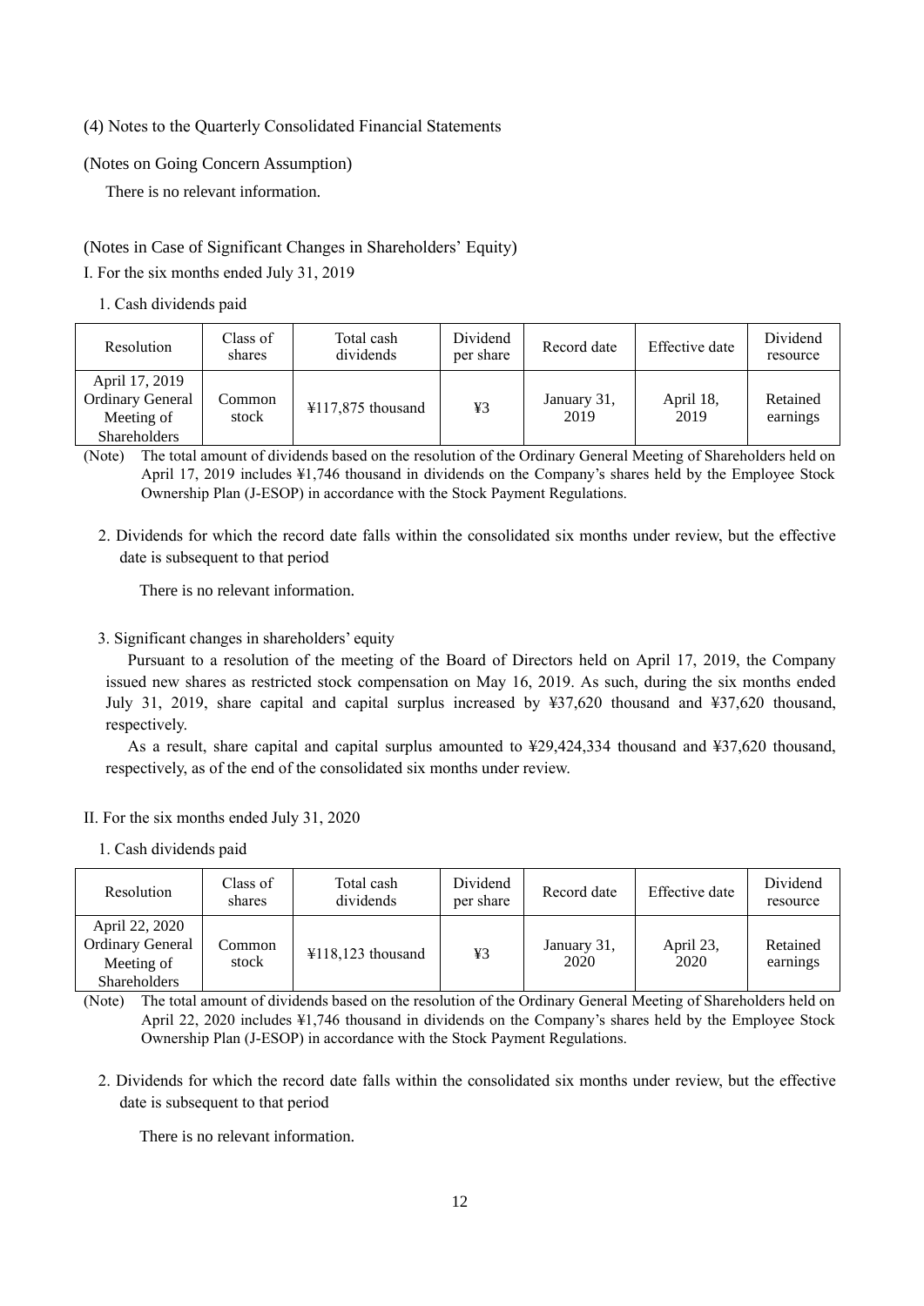(4) Notes to the Quarterly Consolidated Financial Statements

(Notes on Going Concern Assumption)

There is no relevant information.

(Notes in Case of Significant Changes in Shareholders' Equity)

I. For the six months ended July 31, 2019

1. Cash dividends paid

| Resolution | Class of shares | Total cash dividends | Dividend per share | Record date | Effective date | Dividend resource |
|---|---|---|---|---|---|---|
| April 17, 2019 Ordinary General Meeting of Shareholders | Common stock | ¥117,875 thousand | ¥3 | January 31, 2019 | April 18, 2019 | Retained earnings |

(Note) The total amount of dividends based on the resolution of the Ordinary General Meeting of Shareholders held on April 17, 2019 includes ¥1,746 thousand in dividends on the Company's shares held by the Employee Stock Ownership Plan (J-ESOP) in accordance with the Stock Payment Regulations.

2. Dividends for which the record date falls within the consolidated six months under review, but the effective date is subsequent to that period

There is no relevant information.

3. Significant changes in shareholders' equity

Pursuant to a resolution of the meeting of the Board of Directors held on April 17, 2019, the Company issued new shares as restricted stock compensation on May 16, 2019. As such, during the six months ended July 31, 2019, share capital and capital surplus increased by ¥37,620 thousand and ¥37,620 thousand, respectively.

As a result, share capital and capital surplus amounted to ¥29,424,334 thousand and ¥37,620 thousand, respectively, as of the end of the consolidated six months under review.

II. For the six months ended July 31, 2020

1. Cash dividends paid

| Resolution | Class of shares | Total cash dividends | Dividend per share | Record date | Effective date | Dividend resource |
|---|---|---|---|---|---|---|
| April 22, 2020 Ordinary General Meeting of Shareholders | Common stock | ¥118,123 thousand | ¥3 | January 31, 2020 | April 23, 2020 | Retained earnings |

(Note) The total amount of dividends based on the resolution of the Ordinary General Meeting of Shareholders held on April 22, 2020 includes ¥1,746 thousand in dividends on the Company's shares held by the Employee Stock Ownership Plan (J-ESOP) in accordance with the Stock Payment Regulations.

2. Dividends for which the record date falls within the consolidated six months under review, but the effective date is subsequent to that period

There is no relevant information.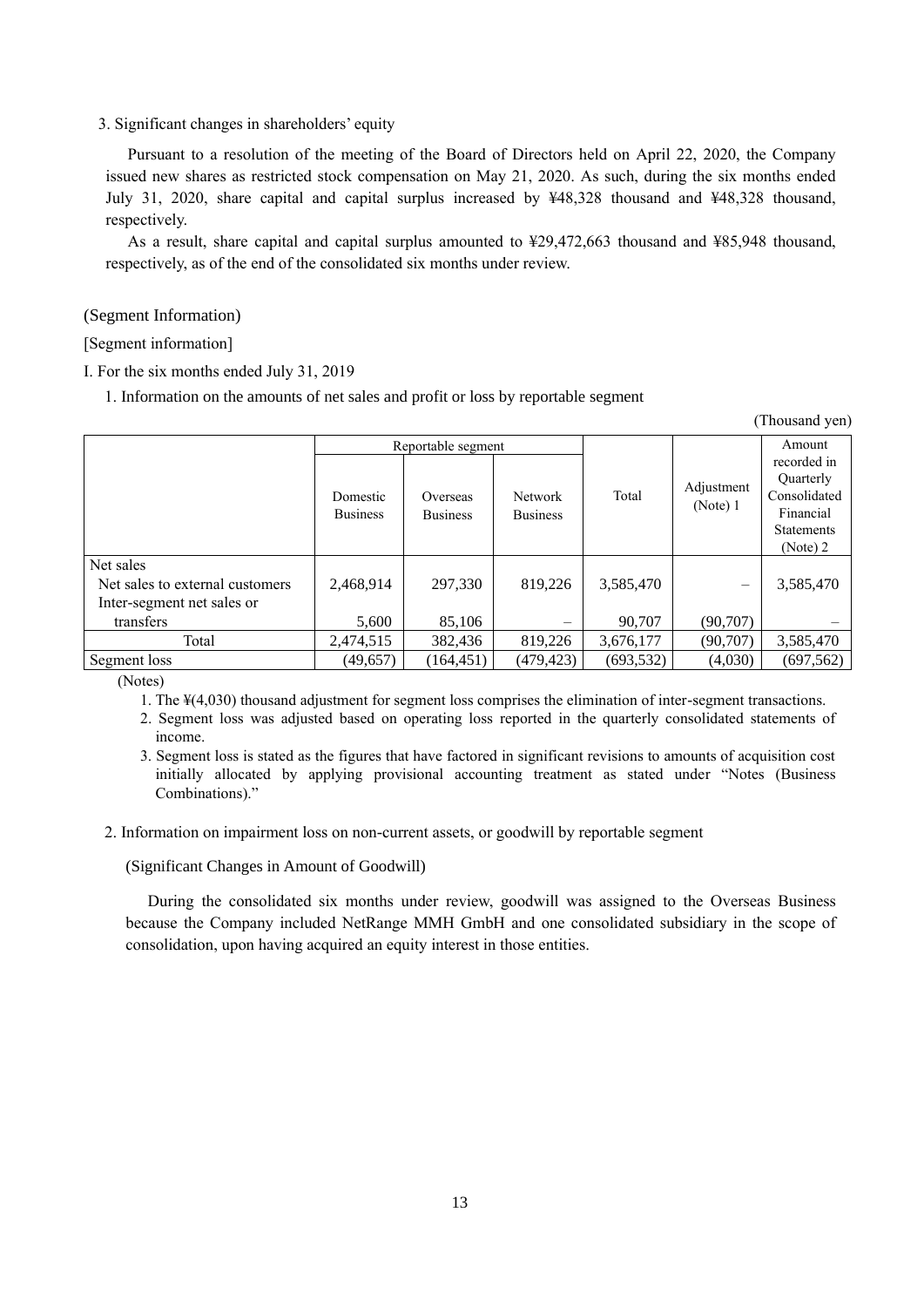3. Significant changes in shareholders' equity

Pursuant to a resolution of the meeting of the Board of Directors held on April 22, 2020, the Company issued new shares as restricted stock compensation on May 21, 2020. As such, during the six months ended July 31, 2020, share capital and capital surplus increased by ¥48,328 thousand and ¥48,328 thousand, respectively.

As a result, share capital and capital surplus amounted to ¥29,472,663 thousand and ¥85,948 thousand, respectively, as of the end of the consolidated six months under review.

(Segment Information)

[Segment information]

I. For the six months ended July 31, 2019

1. Information on the amounts of net sales and profit or loss by reportable segment

(Thousand yen)

| | Reportable segment | | | Total | Adjustment (Note) 1 | Amount recorded in Quarterly Consolidated Financial Statements (Note) 2 |
|---|---|---|---|---|---|---|
| | Domestic Business | Overseas Business | Network Business | | | |
| Net sales | | | | | | |
| Net sales to external customers | 2,468,914 | 297,330 | 819,226 | 3,585,470 | – | 3,585,470 |
| Inter-segment net sales or transfers | 5,600 | 85,106 | – | 90,707 | (90,707) | – |
| Total | 2,474,515 | 382,436 | 819,226 | 3,676,177 | (90,707) | 3,585,470 |
| Segment loss | (49,657) | (164,451) | (479,423) | (693,532) | (4,030) | (697,562) |

(Notes)

1. The ¥(4,030) thousand adjustment for segment loss comprises the elimination of inter-segment transactions.
2. Segment loss was adjusted based on operating loss reported in the quarterly consolidated statements of income.
3. Segment loss is stated as the figures that have factored in significant revisions to amounts of acquisition cost initially allocated by applying provisional accounting treatment as stated under "Notes (Business Combinations)."

2. Information on impairment loss on non-current assets, or goodwill by reportable segment

(Significant Changes in Amount of Goodwill)

During the consolidated six months under review, goodwill was assigned to the Overseas Business because the Company included NetRange MMH GmbH and one consolidated subsidiary in the scope of consolidation, upon having acquired an equity interest in those entities.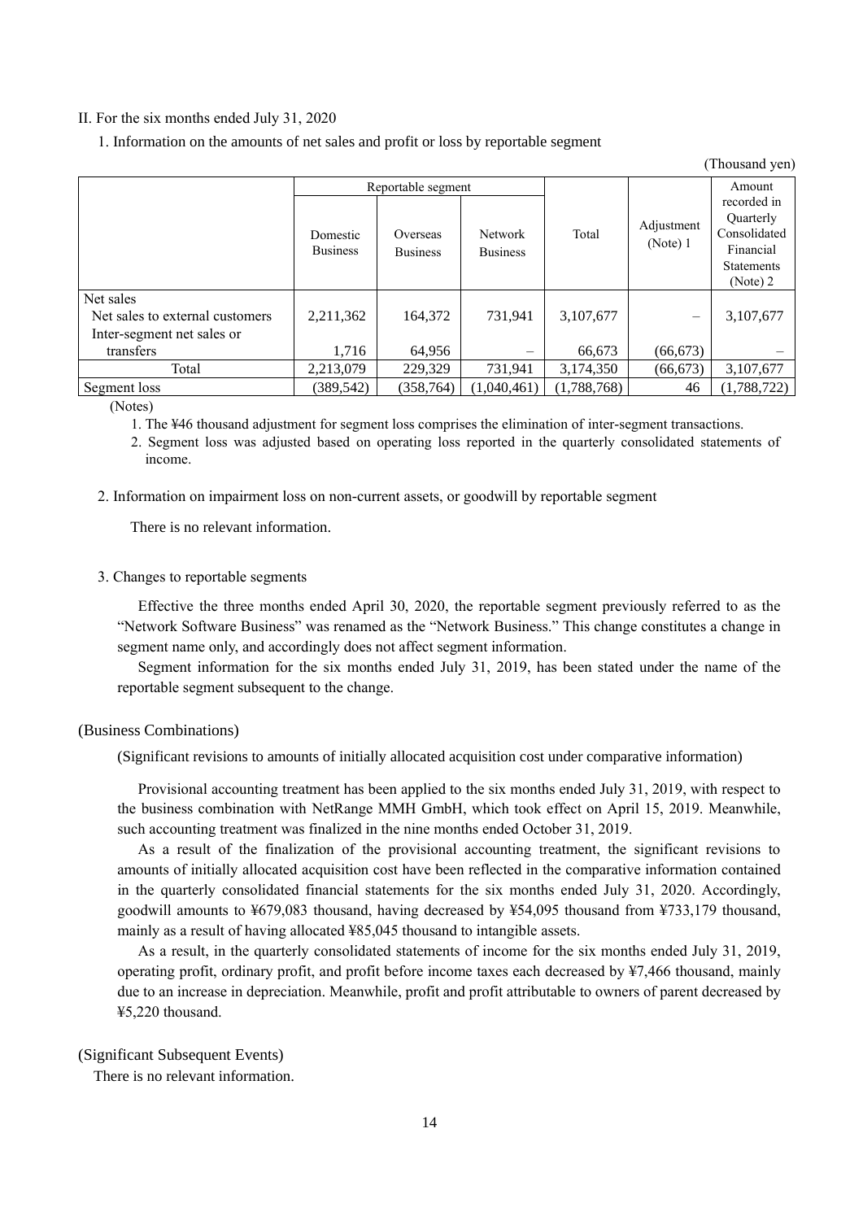II. For the six months ended July 31, 2020

1. Information on the amounts of net sales and profit or loss by reportable segment

(Thousand yen)

| | Reportable segment | | | Total | Adjustment (Note) 1 | Amount recorded in Quarterly Consolidated Financial Statements (Note) 2 |
|---|---|---|---|---|---|---|
| | Domestic Business | Overseas Business | Network Business | | | |
| Net sales | | | | | | |
| Net sales to external customers | 2,211,362 | 164,372 | 731,941 | 3,107,677 | – | 3,107,677 |
| Inter-segment net sales or transfers | 1,716 | 64,956 | – | 66,673 | (66,673) | – |
| Total | 2,213,079 | 229,329 | 731,941 | 3,174,350 | (66,673) | 3,107,677 |
| Segment loss | (389,542) | (358,764) | (1,040,461) | (1,788,768) | 46 | (1,788,722) |

(Notes)

1. The ¥46 thousand adjustment for segment loss comprises the elimination of inter-segment transactions.
2. Segment loss was adjusted based on operating loss reported in the quarterly consolidated statements of income.

2. Information on impairment loss on non-current assets, or goodwill by reportable segment

There is no relevant information.

3. Changes to reportable segments

Effective the three months ended April 30, 2020, the reportable segment previously referred to as the "Network Software Business" was renamed as the "Network Business." This change constitutes a change in segment name only, and accordingly does not affect segment information.

Segment information for the six months ended July 31, 2019, has been stated under the name of the reportable segment subsequent to the change.

(Business Combinations)

(Significant revisions to amounts of initially allocated acquisition cost under comparative information)

Provisional accounting treatment has been applied to the six months ended July 31, 2019, with respect to the business combination with NetRange MMH GmbH, which took effect on April 15, 2019. Meanwhile, such accounting treatment was finalized in the nine months ended October 31, 2019.

As a result of the finalization of the provisional accounting treatment, the significant revisions to amounts of initially allocated acquisition cost have been reflected in the comparative information contained in the quarterly consolidated financial statements for the six months ended July 31, 2020. Accordingly, goodwill amounts to ¥679,083 thousand, having decreased by ¥54,095 thousand from ¥733,179 thousand, mainly as a result of having allocated ¥85,045 thousand to intangible assets.

As a result, in the quarterly consolidated statements of income for the six months ended July 31, 2019, operating profit, ordinary profit, and profit before income taxes each decreased by ¥7,466 thousand, mainly due to an increase in depreciation. Meanwhile, profit and profit attributable to owners of parent decreased by ¥5,220 thousand.

(Significant Subsequent Events)

There is no relevant information.